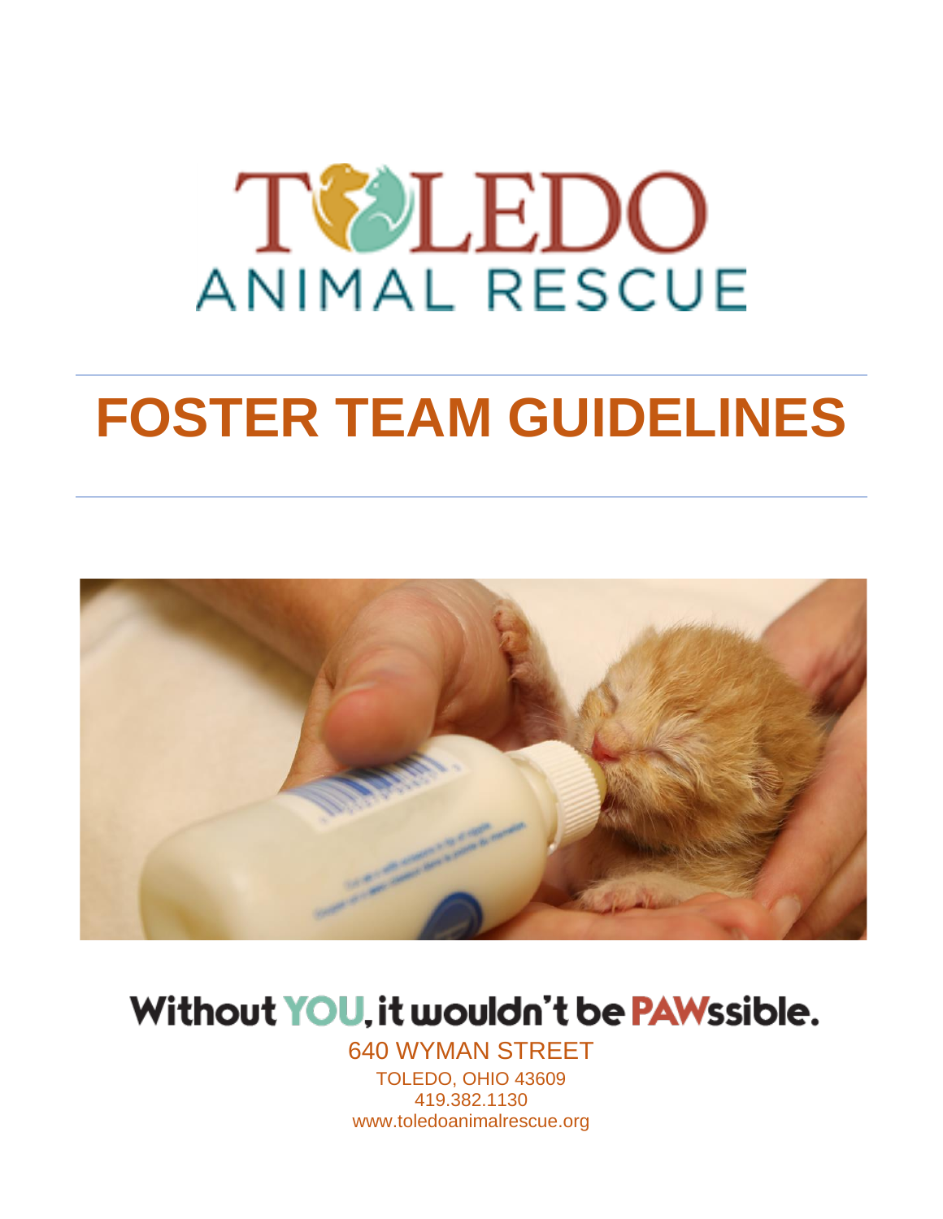TOLEDO
ANIMAL RESCUE

# FOSTER TEAM GUIDELINES

Without YOU, it wouldn't be PAWssible.

640 WYMAN STREET
TOLEDO, OHIO 43609
419.382.1130
www.toledoanimalrescue.org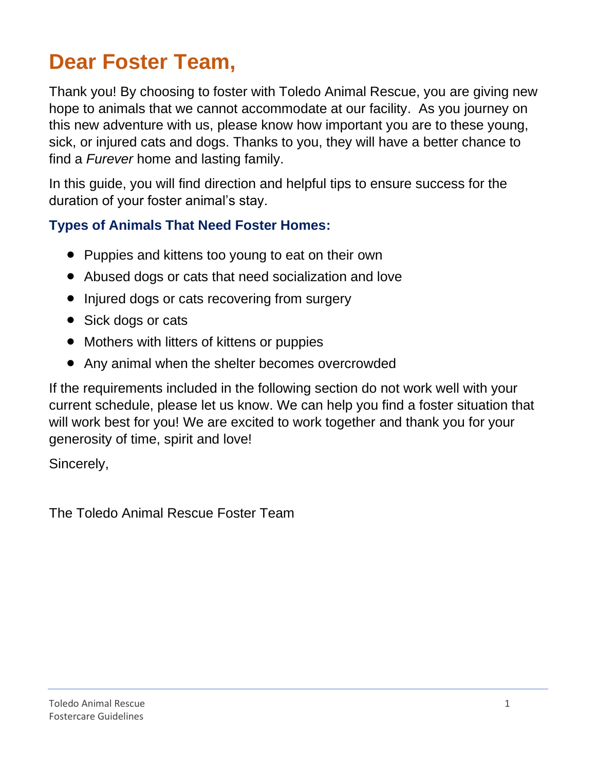# Dear Foster Team,

Thank you! By choosing to foster with Toledo Animal Rescue, you are giving new hope to animals that we cannot accommodate at our facility. As you journey on this new adventure with us, please know how important you are to these young, sick, or injured cats and dogs. Thanks to you, they will have a better chance to find a *Furever* home and lasting family.

In this guide, you will find direction and helpful tips to ensure success for the duration of your foster animal's stay.

### Types of Animals That Need Foster Homes:

- Puppies and kittens too young to eat on their own
- Abused dogs or cats that need socialization and love
- Injured dogs or cats recovering from surgery
- Sick dogs or cats
- Mothers with litters of kittens or puppies
- Any animal when the shelter becomes overcrowded

If the requirements included in the following section do not work well with your current schedule, please let us know. We can help you find a foster situation that will work best for you! We are excited to work together and thank you for your generosity of time, spirit and love!

Sincerely,

The Toledo Animal Rescue Foster Team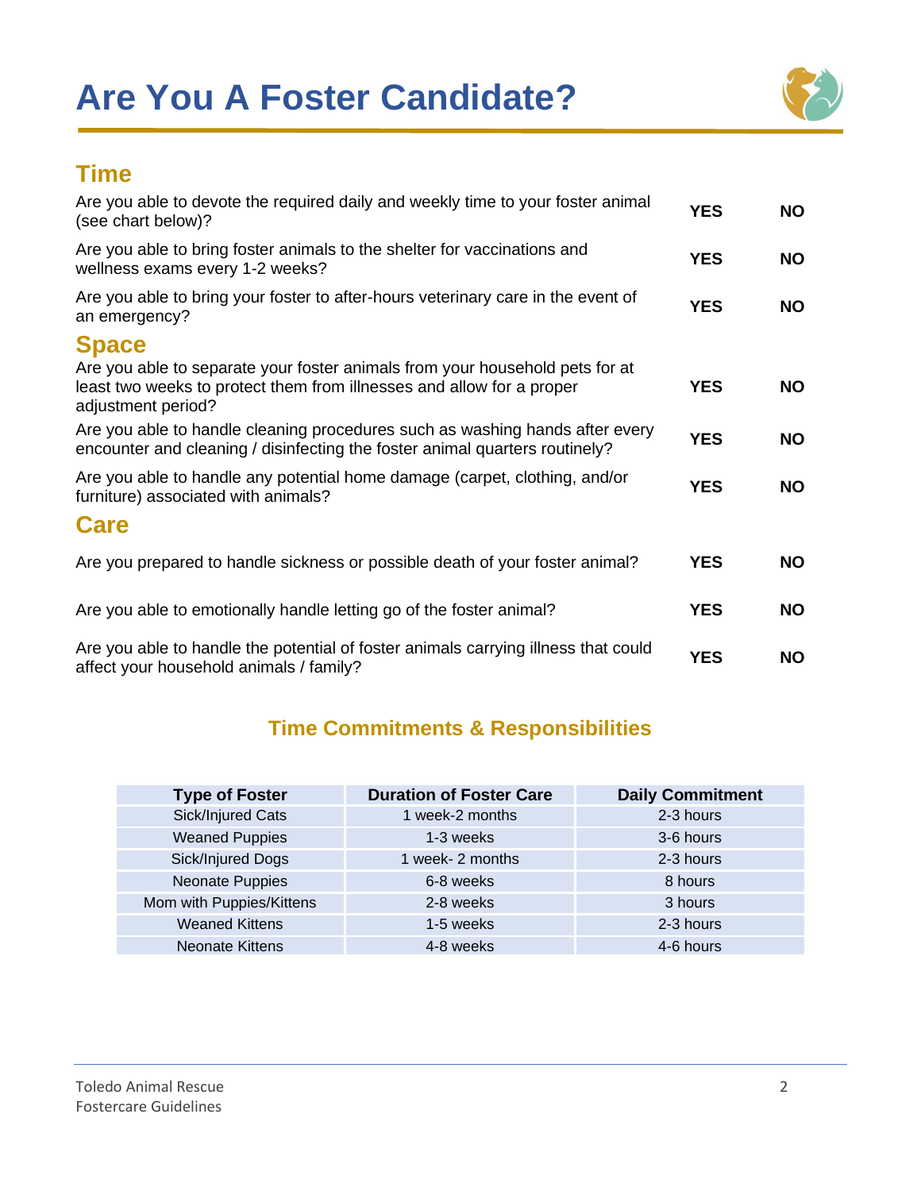# Are You A Foster Candidate?

## Time

| | | |
|---|---|---|
| Are you able to devote the required daily and weekly time to your foster animal (see chart below)? | **YES** | **NO** |
| Are you able to bring foster animals to the shelter for vaccinations and wellness exams every 1-2 weeks? | **YES** | **NO** |
| Are you able to bring your foster to after-hours veterinary care in the event of an emergency? | **YES** | **NO** |

## Space

| | | |
|---|---|---|
| Are you able to separate your foster animals from your household pets for at least two weeks to protect them from illnesses and allow for a proper adjustment period? | **YES** | **NO** |
| Are you able to handle cleaning procedures such as washing hands after every encounter and cleaning / disinfecting the foster animal quarters routinely? | **YES** | **NO** |
| Are you able to handle any potential home damage (carpet, clothing, and/or furniture) associated with animals? | **YES** | **NO** |

## Care

| | | |
|---|---|---|
| Are you prepared to handle sickness or possible death of your foster animal? | **YES** | **NO** |
| Are you able to emotionally handle letting go of the foster animal? | **YES** | **NO** |
| Are you able to handle the potential of foster animals carrying illness that could affect your household animals / family? | **YES** | **NO** |

## Time Commitments & Responsibilities

| Type of Foster | Duration of Foster Care | Daily Commitment |
|---|---|---|
| Sick/Injured Cats | 1 week-2 months | 2-3 hours |
| Weaned Puppies | 1-3 weeks | 3-6 hours |
| Sick/Injured Dogs | 1 week- 2 months | 2-3 hours |
| Neonate Puppies | 6-8 weeks | 8 hours |
| Mom with Puppies/Kittens | 2-8 weeks | 3 hours |
| Weaned Kittens | 1-5 weeks | 2-3 hours |
| Neonate Kittens | 4-8 weeks | 4-6 hours |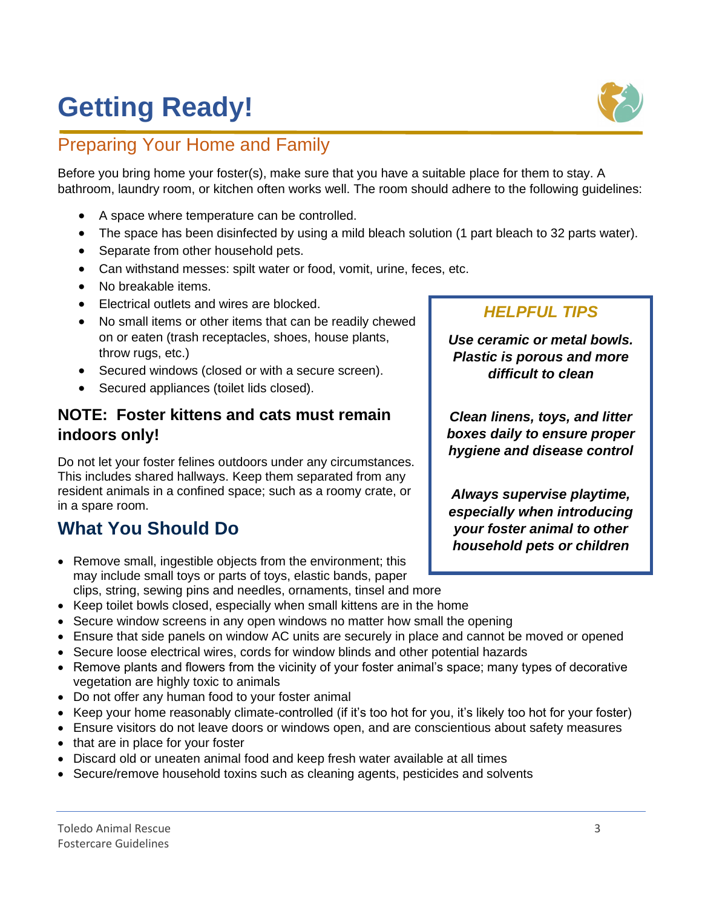# Getting Ready!

## Preparing Your Home and Family

Before you bring home your foster(s), make sure that you have a suitable place for them to stay. A bathroom, laundry room, or kitchen often works well. The room should adhere to the following guidelines:

- A space where temperature can be controlled.
- The space has been disinfected by using a mild bleach solution (1 part bleach to 32 parts water).
- Separate from other household pets.
- Can withstand messes: spilt water or food, vomit, urine, feces, etc.
- No breakable items.
- Electrical outlets and wires are blocked.
- No small items or other items that can be readily chewed on or eaten (trash receptacles, shoes, house plants, throw rugs, etc.)
- Secured windows (closed or with a secure screen).
- Secured appliances (toilet lids closed).

### NOTE: Foster kittens and cats must remain indoors only!

Do not let your foster felines outdoors under any circumstances. This includes shared hallways. Keep them separated from any resident animals in a confined space; such as a roomy crate, or in a spare room.

> ***HELPFUL TIPS***
>
> ***Use ceramic or metal bowls. Plastic is porous and more difficult to clean***
>
> ***Clean linens, toys, and litter boxes daily to ensure proper hygiene and disease control***
>
> ***Always supervise playtime, especially when introducing your foster animal to other household pets or children***

## What You Should Do

- Remove small, ingestible objects from the environment; this may include small toys or parts of toys, elastic bands, paper clips, string, sewing pins and needles, ornaments, tinsel and more
- Keep toilet bowls closed, especially when small kittens are in the home
- Secure window screens in any open windows no matter how small the opening
- Ensure that side panels on window AC units are securely in place and cannot be moved or opened
- Secure loose electrical wires, cords for window blinds and other potential hazards
- Remove plants and flowers from the vicinity of your foster animal's space; many types of decorative vegetation are highly toxic to animals
- Do not offer any human food to your foster animal
- Keep your home reasonably climate-controlled (if it's too hot for you, it's likely too hot for your foster)
- Ensure visitors do not leave doors or windows open, and are conscientious about safety measures
- that are in place for your foster
- Discard old or uneaten animal food and keep fresh water available at all times
- Secure/remove household toxins such as cleaning agents, pesticides and solvents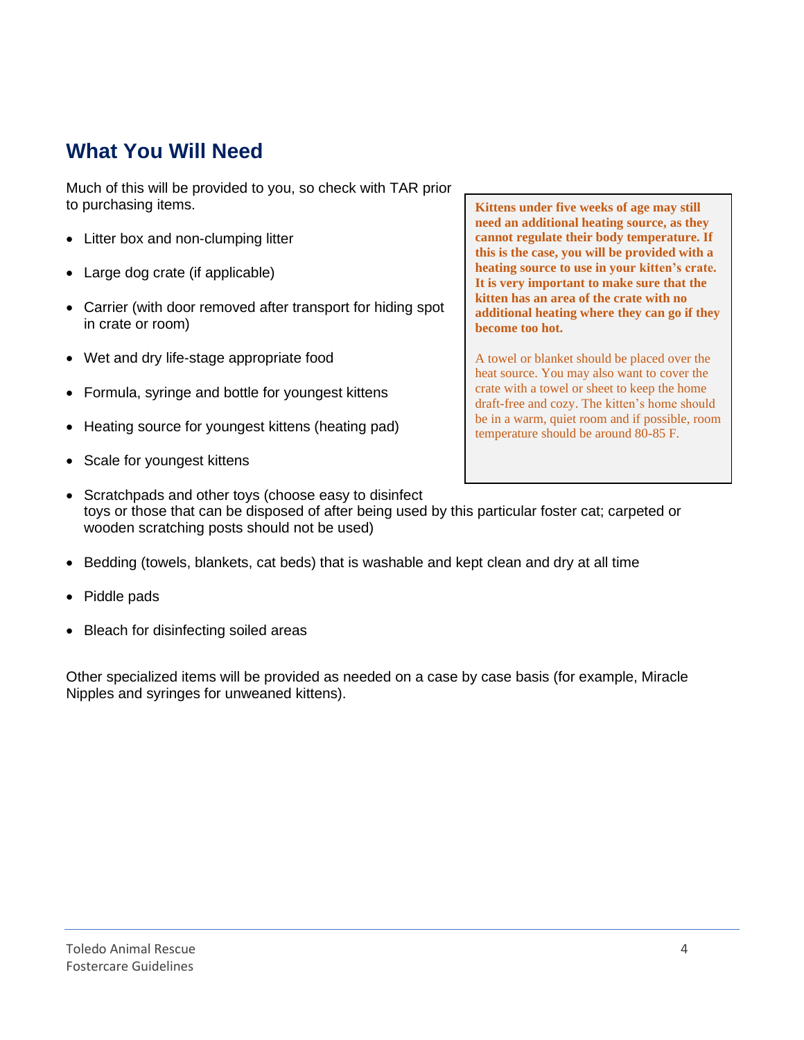## What You Will Need

Much of this will be provided to you, so check with TAR prior to purchasing items.

- Litter box and non-clumping litter
- Large dog crate (if applicable)
- Carrier (with door removed after transport for hiding spot in crate or room)
- Wet and dry life-stage appropriate food
- Formula, syringe and bottle for youngest kittens
- Heating source for youngest kittens (heating pad)
- Scale for youngest kittens
- Scratchpads and other toys (choose easy to disinfect toys or those that can be disposed of after being used by this particular foster cat; carpeted or wooden scratching posts should not be used)
- Bedding (towels, blankets, cat beds) that is washable and kept clean and dry at all time
- Piddle pads
- Bleach for disinfecting soiled areas

**Kittens under five weeks of age may still need an additional heating source, as they cannot regulate their body temperature. If this is the case, you will be provided with a heating source to use in your kitten's crate. It is very important to make sure that the kitten has an area of the crate with no additional heating where they can go if they become too hot.**

A towel or blanket should be placed over the heat source. You may also want to cover the crate with a towel or sheet to keep the home draft-free and cozy. The kitten's home should be in a warm, quiet room and if possible, room temperature should be around 80-85 F.

Other specialized items will be provided as needed on a case by case basis (for example, Miracle Nipples and syringes for unweaned kittens).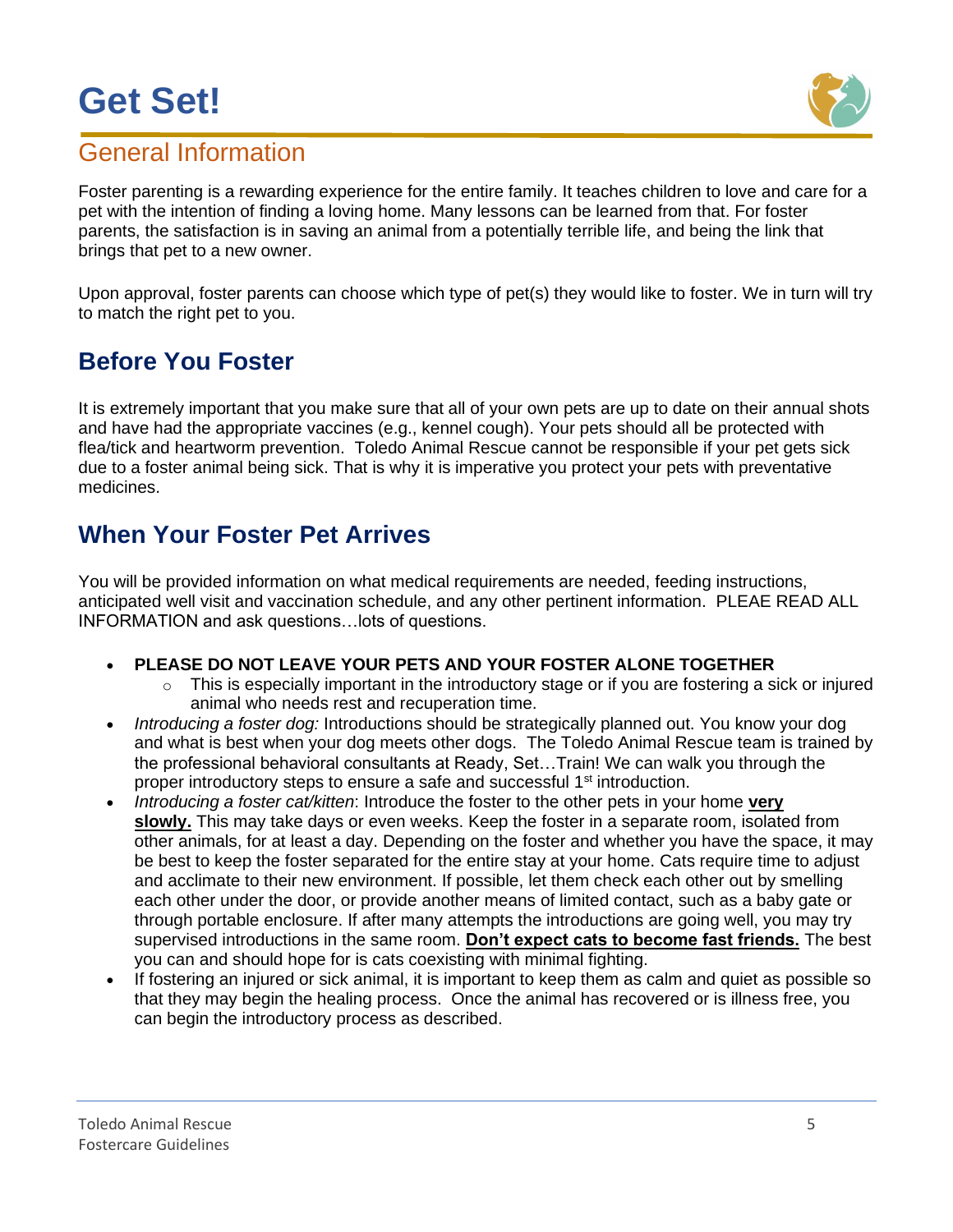# Get Set!

## General Information

Foster parenting is a rewarding experience for the entire family. It teaches children to love and care for a pet with the intention of finding a loving home. Many lessons can be learned from that. For foster parents, the satisfaction is in saving an animal from a potentially terrible life, and being the link that brings that pet to a new owner.

Upon approval, foster parents can choose which type of pet(s) they would like to foster. We in turn will try to match the right pet to you.

## Before You Foster

It is extremely important that you make sure that all of your own pets are up to date on their annual shots and have had the appropriate vaccines (e.g., kennel cough). Your pets should all be protected with flea/tick and heartworm prevention. Toledo Animal Rescue cannot be responsible if your pet gets sick due to a foster animal being sick. That is why it is imperative you protect your pets with preventative medicines.

## When Your Foster Pet Arrives

You will be provided information on what medical requirements are needed, feeding instructions, anticipated well visit and vaccination schedule, and any other pertinent information. PLEAE READ ALL INFORMATION and ask questions…lots of questions.

- **PLEASE DO NOT LEAVE YOUR PETS AND YOUR FOSTER ALONE TOGETHER**
  - This is especially important in the introductory stage or if you are fostering a sick or injured animal who needs rest and recuperation time.
- *Introducing a foster dog:* Introductions should be strategically planned out. You know your dog and what is best when your dog meets other dogs. The Toledo Animal Rescue team is trained by the professional behavioral consultants at Ready, Set…Train! We can walk you through the proper introductory steps to ensure a safe and successful 1st introduction.
- *Introducing a foster cat/kitten*: Introduce the foster to the other pets in your home **very slowly.** This may take days or even weeks. Keep the foster in a separate room, isolated from other animals, for at least a day. Depending on the foster and whether you have the space, it may be best to keep the foster separated for the entire stay at your home. Cats require time to adjust and acclimate to their new environment. If possible, let them check each other out by smelling each other under the door, or provide another means of limited contact, such as a baby gate or through portable enclosure. If after many attempts the introductions are going well, you may try supervised introductions in the same room. **Don't expect cats to become fast friends.** The best you can and should hope for is cats coexisting with minimal fighting.
- If fostering an injured or sick animal, it is important to keep them as calm and quiet as possible so that they may begin the healing process. Once the animal has recovered or is illness free, you can begin the introductory process as described.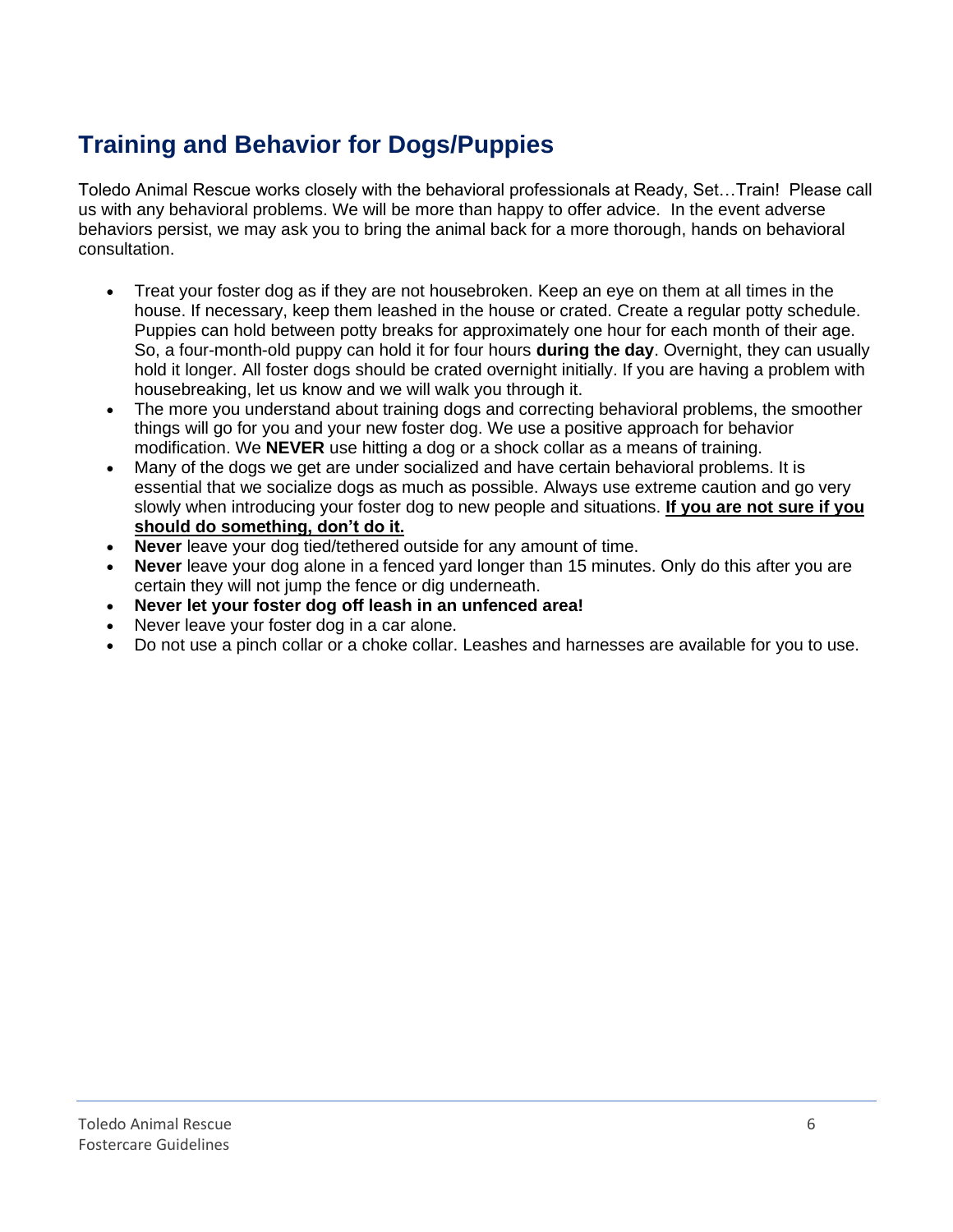## Training and Behavior for Dogs/Puppies

Toledo Animal Rescue works closely with the behavioral professionals at Ready, Set…Train! Please call us with any behavioral problems. We will be more than happy to offer advice. In the event adverse behaviors persist, we may ask you to bring the animal back for a more thorough, hands on behavioral consultation.

- Treat your foster dog as if they are not housebroken. Keep an eye on them at all times in the house. If necessary, keep them leashed in the house or crated. Create a regular potty schedule. Puppies can hold between potty breaks for approximately one hour for each month of their age. So, a four-month-old puppy can hold it for four hours **during the day**. Overnight, they can usually hold it longer. All foster dogs should be crated overnight initially. If you are having a problem with housebreaking, let us know and we will walk you through it.
- The more you understand about training dogs and correcting behavioral problems, the smoother things will go for you and your new foster dog. We use a positive approach for behavior modification. We **NEVER** use hitting a dog or a shock collar as a means of training.
- Many of the dogs we get are under socialized and have certain behavioral problems. It is essential that we socialize dogs as much as possible. Always use extreme caution and go very slowly when introducing your foster dog to new people and situations. <u>**If you are not sure if you should do something, don't do it.**</u>
- **Never** leave your dog tied/tethered outside for any amount of time.
- **Never** leave your dog alone in a fenced yard longer than 15 minutes. Only do this after you are certain they will not jump the fence or dig underneath.
- **Never let your foster dog off leash in an unfenced area!**
- Never leave your foster dog in a car alone.
- Do not use a pinch collar or a choke collar. Leashes and harnesses are available for you to use.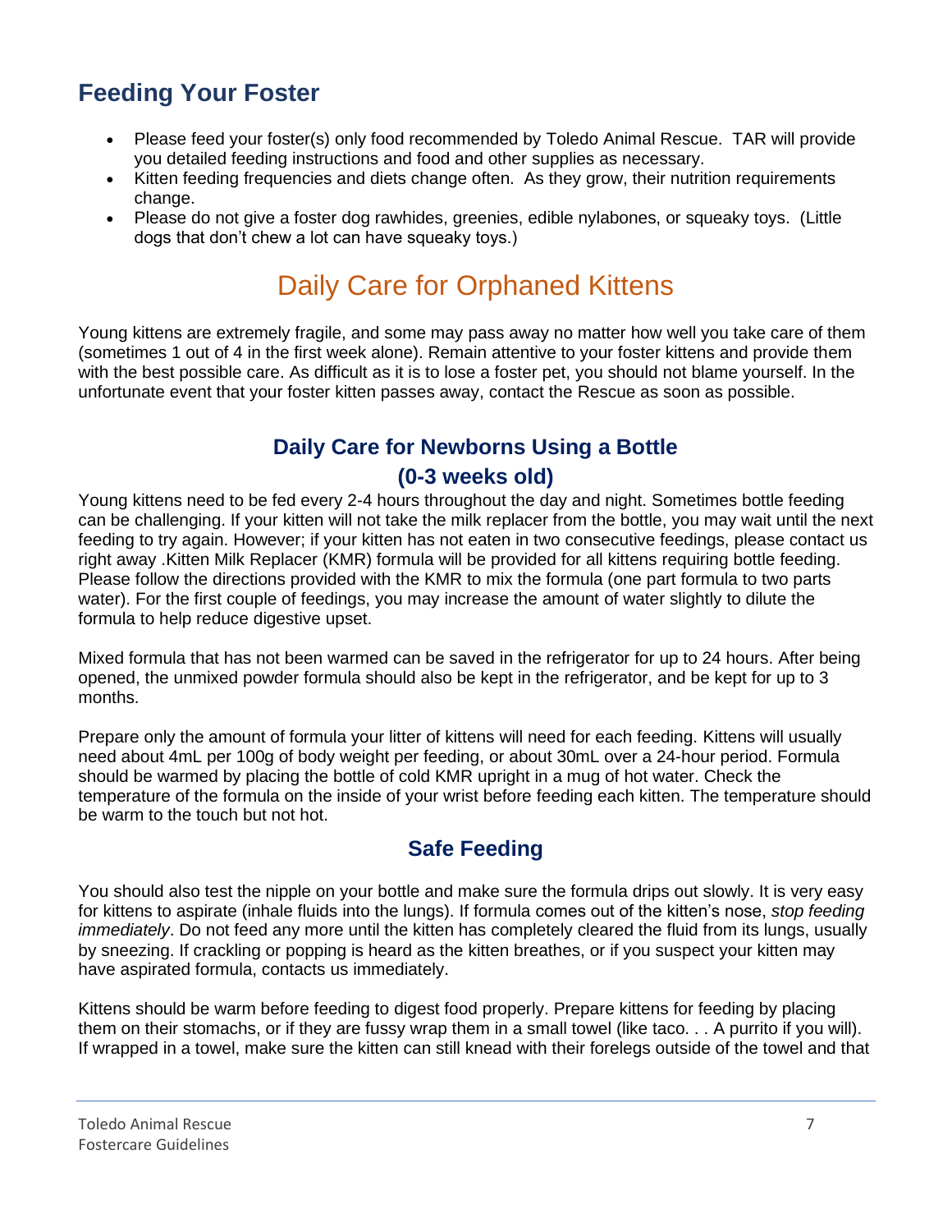## Feeding Your Foster

- Please feed your foster(s) only food recommended by Toledo Animal Rescue. TAR will provide you detailed feeding instructions and food and other supplies as necessary.
- Kitten feeding frequencies and diets change often. As they grow, their nutrition requirements change.
- Please do not give a foster dog rawhides, greenies, edible nylabones, or squeaky toys. (Little dogs that don't chew a lot can have squeaky toys.)

# Daily Care for Orphaned Kittens

Young kittens are extremely fragile, and some may pass away no matter how well you take care of them (sometimes 1 out of 4 in the first week alone). Remain attentive to your foster kittens and provide them with the best possible care. As difficult as it is to lose a foster pet, you should not blame yourself. In the unfortunate event that your foster kitten passes away, contact the Rescue as soon as possible.

### Daily Care for Newborns Using a Bottle (0-3 weeks old)

Young kittens need to be fed every 2-4 hours throughout the day and night. Sometimes bottle feeding can be challenging. If your kitten will not take the milk replacer from the bottle, you may wait until the next feeding to try again. However; if your kitten has not eaten in two consecutive feedings, please contact us right away .Kitten Milk Replacer (KMR) formula will be provided for all kittens requiring bottle feeding. Please follow the directions provided with the KMR to mix the formula (one part formula to two parts water). For the first couple of feedings, you may increase the amount of water slightly to dilute the formula to help reduce digestive upset.

Mixed formula that has not been warmed can be saved in the refrigerator for up to 24 hours. After being opened, the unmixed powder formula should also be kept in the refrigerator, and be kept for up to 3 months.

Prepare only the amount of formula your litter of kittens will need for each feeding. Kittens will usually need about 4mL per 100g of body weight per feeding, or about 30mL over a 24-hour period. Formula should be warmed by placing the bottle of cold KMR upright in a mug of hot water. Check the temperature of the formula on the inside of your wrist before feeding each kitten. The temperature should be warm to the touch but not hot.

### Safe Feeding

You should also test the nipple on your bottle and make sure the formula drips out slowly. It is very easy for kittens to aspirate (inhale fluids into the lungs). If formula comes out of the kitten's nose, *stop feeding immediately*. Do not feed any more until the kitten has completely cleared the fluid from its lungs, usually by sneezing. If crackling or popping is heard as the kitten breathes, or if you suspect your kitten may have aspirated formula, contacts us immediately.

Kittens should be warm before feeding to digest food properly. Prepare kittens for feeding by placing them on their stomachs, or if they are fussy wrap them in a small towel (like taco. . . A purrito if you will). If wrapped in a towel, make sure the kitten can still knead with their forelegs outside of the towel and that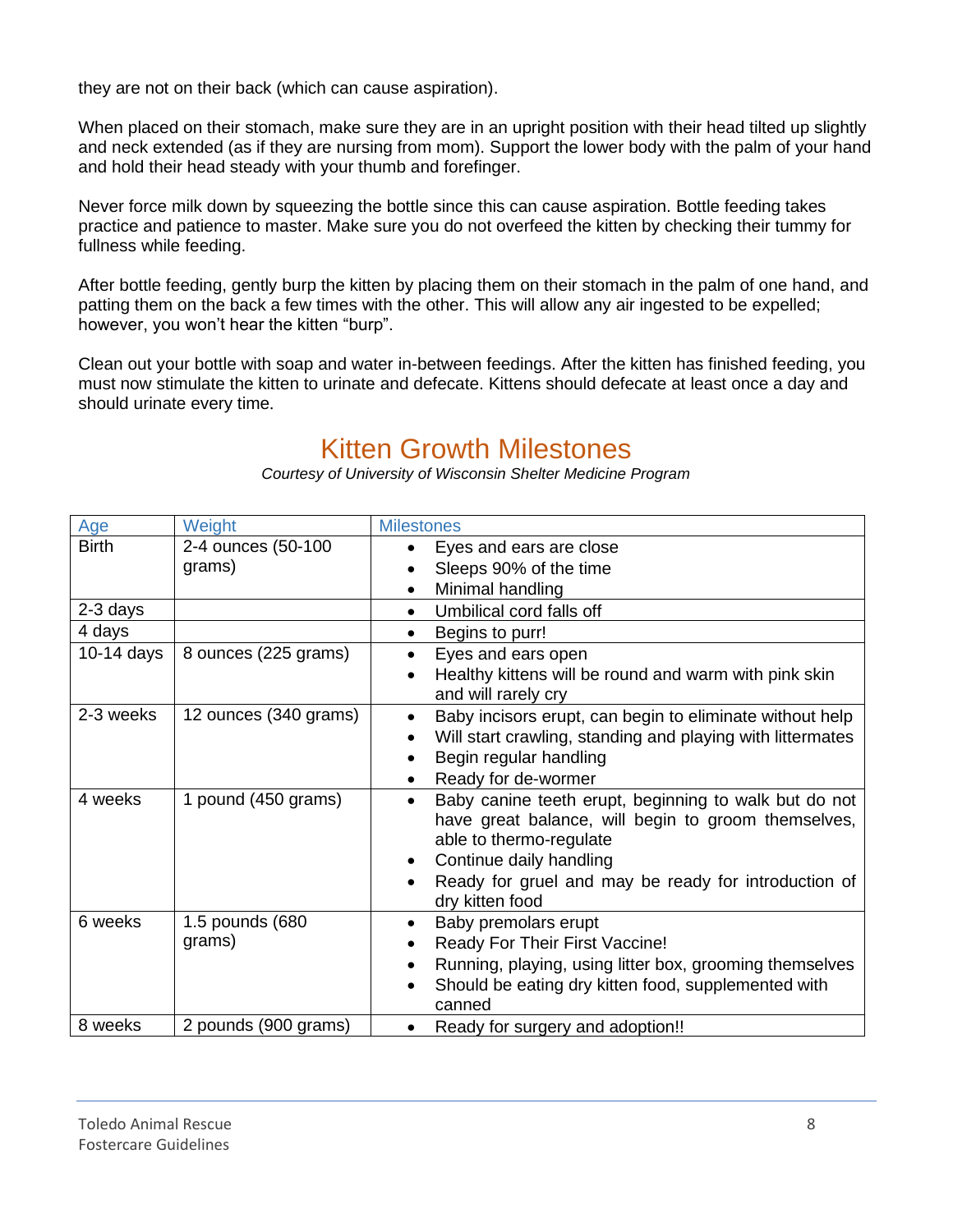they are not on their back (which can cause aspiration).

When placed on their stomach, make sure they are in an upright position with their head tilted up slightly and neck extended (as if they are nursing from mom). Support the lower body with the palm of your hand and hold their head steady with your thumb and forefinger.

Never force milk down by squeezing the bottle since this can cause aspiration. Bottle feeding takes practice and patience to master. Make sure you do not overfeed the kitten by checking their tummy for fullness while feeding.

After bottle feeding, gently burp the kitten by placing them on their stomach in the palm of one hand, and patting them on the back a few times with the other. This will allow any air ingested to be expelled; however, you won't hear the kitten "burp".

Clean out your bottle with soap and water in-between feedings. After the kitten has finished feeding, you must now stimulate the kitten to urinate and defecate. Kittens should defecate at least once a day and should urinate every time.

## Kitten Growth Milestones

*Courtesy of University of Wisconsin Shelter Medicine Program*

| Age | Weight | Milestones |
|---|---|---|
| Birth | 2-4 ounces (50-100 grams) | • Eyes and ears are close<br>• Sleeps 90% of the time<br>• Minimal handling |
| 2-3 days | | • Umbilical cord falls off |
| 4 days | | • Begins to purr! |
| 10-14 days | 8 ounces (225 grams) | • Eyes and ears open<br>• Healthy kittens will be round and warm with pink skin and will rarely cry |
| 2-3 weeks | 12 ounces (340 grams) | • Baby incisors erupt, can begin to eliminate without help<br>• Will start crawling, standing and playing with littermates<br>• Begin regular handling<br>• Ready for de-wormer |
| 4 weeks | 1 pound (450 grams) | • Baby canine teeth erupt, beginning to walk but do not have great balance, will begin to groom themselves, able to thermo-regulate<br>• Continue daily handling<br>• Ready for gruel and may be ready for introduction of dry kitten food |
| 6 weeks | 1.5 pounds (680 grams) | • Baby premolars erupt<br>• Ready For Their First Vaccine!<br>• Running, playing, using litter box, grooming themselves<br>• Should be eating dry kitten food, supplemented with canned |
| 8 weeks | 2 pounds (900 grams) | • Ready for surgery and adoption!! |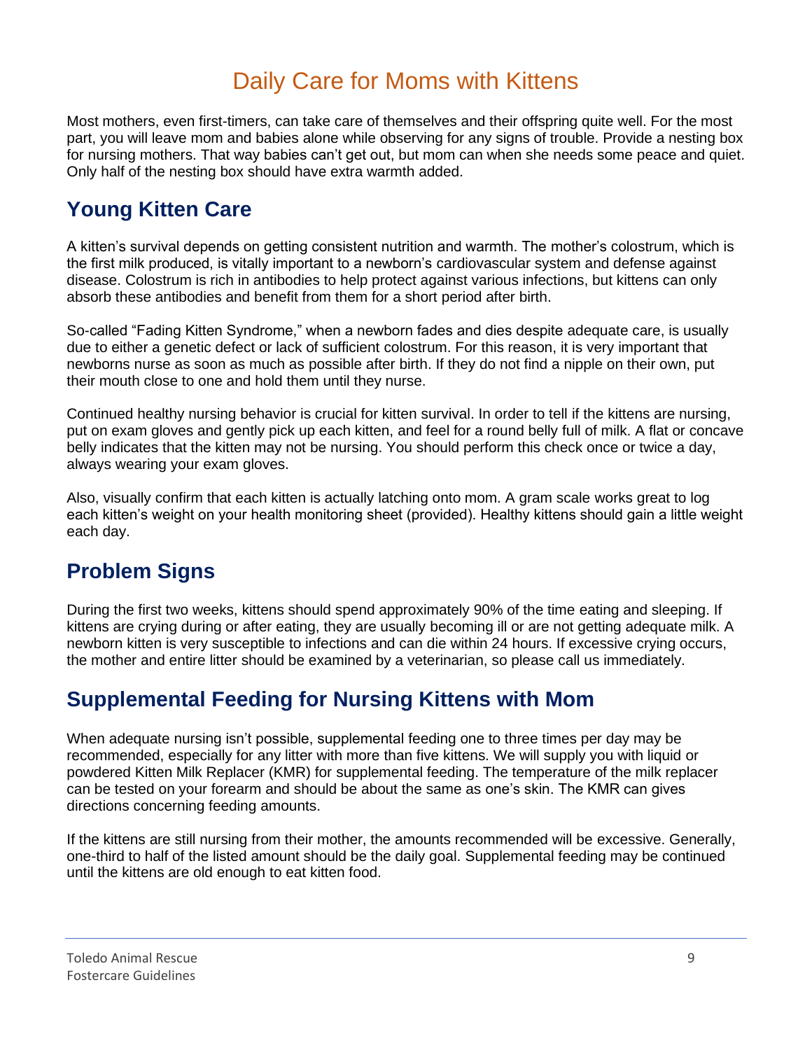# Daily Care for Moms with Kittens

Most mothers, even first-timers, can take care of themselves and their offspring quite well. For the most part, you will leave mom and babies alone while observing for any signs of trouble. Provide a nesting box for nursing mothers. That way babies can't get out, but mom can when she needs some peace and quiet. Only half of the nesting box should have extra warmth added.

## Young Kitten Care

A kitten's survival depends on getting consistent nutrition and warmth. The mother's colostrum, which is the first milk produced, is vitally important to a newborn's cardiovascular system and defense against disease. Colostrum is rich in antibodies to help protect against various infections, but kittens can only absorb these antibodies and benefit from them for a short period after birth.

So-called "Fading Kitten Syndrome," when a newborn fades and dies despite adequate care, is usually due to either a genetic defect or lack of sufficient colostrum. For this reason, it is very important that newborns nurse as soon as much as possible after birth. If they do not find a nipple on their own, put their mouth close to one and hold them until they nurse.

Continued healthy nursing behavior is crucial for kitten survival. In order to tell if the kittens are nursing, put on exam gloves and gently pick up each kitten, and feel for a round belly full of milk. A flat or concave belly indicates that the kitten may not be nursing. You should perform this check once or twice a day, always wearing your exam gloves.

Also, visually confirm that each kitten is actually latching onto mom. A gram scale works great to log each kitten's weight on your health monitoring sheet (provided). Healthy kittens should gain a little weight each day.

## Problem Signs

During the first two weeks, kittens should spend approximately 90% of the time eating and sleeping. If kittens are crying during or after eating, they are usually becoming ill or are not getting adequate milk. A newborn kitten is very susceptible to infections and can die within 24 hours. If excessive crying occurs, the mother and entire litter should be examined by a veterinarian, so please call us immediately.

## Supplemental Feeding for Nursing Kittens with Mom

When adequate nursing isn't possible, supplemental feeding one to three times per day may be recommended, especially for any litter with more than five kittens. We will supply you with liquid or powdered Kitten Milk Replacer (KMR) for supplemental feeding. The temperature of the milk replacer can be tested on your forearm and should be about the same as one's skin. The KMR can gives directions concerning feeding amounts.

If the kittens are still nursing from their mother, the amounts recommended will be excessive. Generally, one-third to half of the listed amount should be the daily goal. Supplemental feeding may be continued until the kittens are old enough to eat kitten food.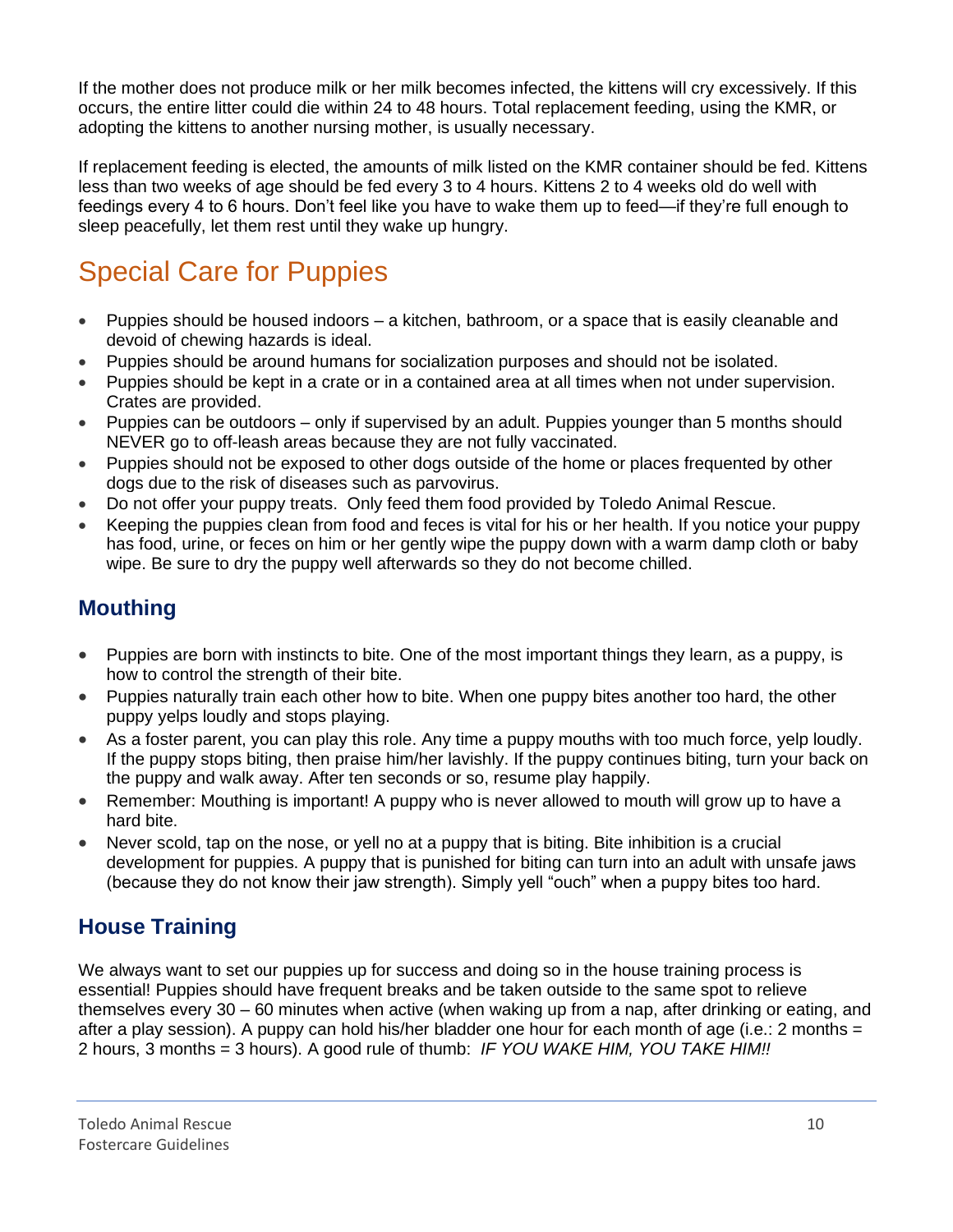If the mother does not produce milk or her milk becomes infected, the kittens will cry excessively. If this occurs, the entire litter could die within 24 to 48 hours. Total replacement feeding, using the KMR, or adopting the kittens to another nursing mother, is usually necessary.

If replacement feeding is elected, the amounts of milk listed on the KMR container should be fed. Kittens less than two weeks of age should be fed every 3 to 4 hours. Kittens 2 to 4 weeks old do well with feedings every 4 to 6 hours. Don't feel like you have to wake them up to feed—if they're full enough to sleep peacefully, let them rest until they wake up hungry.

# Special Care for Puppies

- Puppies should be housed indoors – a kitchen, bathroom, or a space that is easily cleanable and devoid of chewing hazards is ideal.
- Puppies should be around humans for socialization purposes and should not be isolated.
- Puppies should be kept in a crate or in a contained area at all times when not under supervision. Crates are provided.
- Puppies can be outdoors – only if supervised by an adult. Puppies younger than 5 months should NEVER go to off-leash areas because they are not fully vaccinated.
- Puppies should not be exposed to other dogs outside of the home or places frequented by other dogs due to the risk of diseases such as parvovirus.
- Do not offer your puppy treats. Only feed them food provided by Toledo Animal Rescue.
- Keeping the puppies clean from food and feces is vital for his or her health. If you notice your puppy has food, urine, or feces on him or her gently wipe the puppy down with a warm damp cloth or baby wipe. Be sure to dry the puppy well afterwards so they do not become chilled.

## Mouthing

- Puppies are born with instincts to bite. One of the most important things they learn, as a puppy, is how to control the strength of their bite.
- Puppies naturally train each other how to bite. When one puppy bites another too hard, the other puppy yelps loudly and stops playing.
- As a foster parent, you can play this role. Any time a puppy mouths with too much force, yelp loudly. If the puppy stops biting, then praise him/her lavishly. If the puppy continues biting, turn your back on the puppy and walk away. After ten seconds or so, resume play happily.
- Remember: Mouthing is important! A puppy who is never allowed to mouth will grow up to have a hard bite.
- Never scold, tap on the nose, or yell no at a puppy that is biting. Bite inhibition is a crucial development for puppies. A puppy that is punished for biting can turn into an adult with unsafe jaws (because they do not know their jaw strength). Simply yell "ouch" when a puppy bites too hard.

## House Training

We always want to set our puppies up for success and doing so in the house training process is essential! Puppies should have frequent breaks and be taken outside to the same spot to relieve themselves every 30 – 60 minutes when active (when waking up from a nap, after drinking or eating, and after a play session). A puppy can hold his/her bladder one hour for each month of age (i.e.: 2 months = 2 hours, 3 months = 3 hours). A good rule of thumb: *IF YOU WAKE HIM, YOU TAKE HIM!!*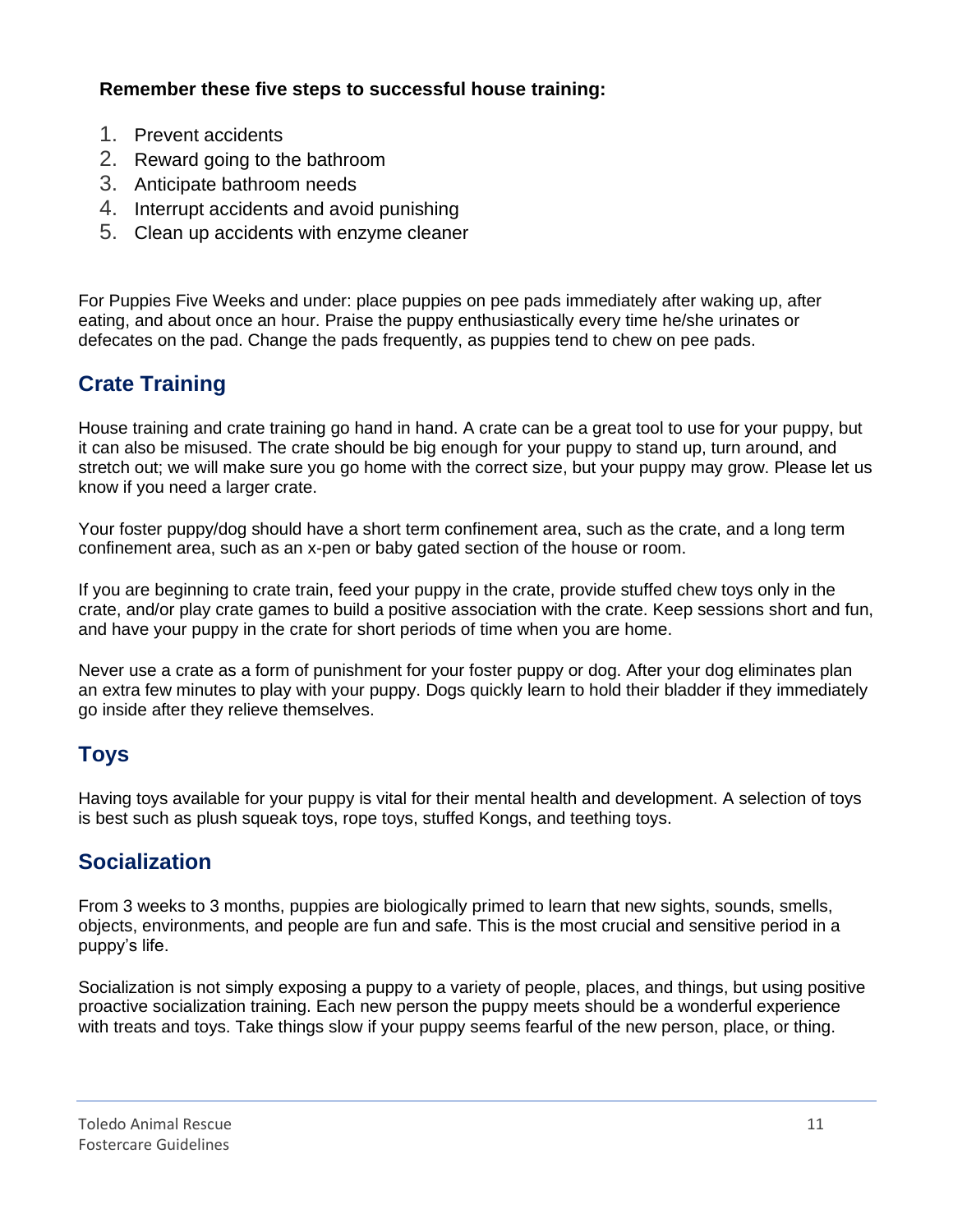**Remember these five steps to successful house training:**

1. Prevent accidents
2. Reward going to the bathroom
3. Anticipate bathroom needs
4. Interrupt accidents and avoid punishing
5. Clean up accidents with enzyme cleaner

For Puppies Five Weeks and under: place puppies on pee pads immediately after waking up, after eating, and about once an hour. Praise the puppy enthusiastically every time he/she urinates or defecates on the pad. Change the pads frequently, as puppies tend to chew on pee pads.

## Crate Training

House training and crate training go hand in hand. A crate can be a great tool to use for your puppy, but it can also be misused. The crate should be big enough for your puppy to stand up, turn around, and stretch out; we will make sure you go home with the correct size, but your puppy may grow. Please let us know if you need a larger crate.

Your foster puppy/dog should have a short term confinement area, such as the crate, and a long term confinement area, such as an x-pen or baby gated section of the house or room.

If you are beginning to crate train, feed your puppy in the crate, provide stuffed chew toys only in the crate, and/or play crate games to build a positive association with the crate. Keep sessions short and fun, and have your puppy in the crate for short periods of time when you are home.

Never use a crate as a form of punishment for your foster puppy or dog. After your dog eliminates plan an extra few minutes to play with your puppy. Dogs quickly learn to hold their bladder if they immediately go inside after they relieve themselves.

## Toys

Having toys available for your puppy is vital for their mental health and development. A selection of toys is best such as plush squeak toys, rope toys, stuffed Kongs, and teething toys.

## Socialization

From 3 weeks to 3 months, puppies are biologically primed to learn that new sights, sounds, smells, objects, environments, and people are fun and safe. This is the most crucial and sensitive period in a puppy's life.

Socialization is not simply exposing a puppy to a variety of people, places, and things, but using positive proactive socialization training. Each new person the puppy meets should be a wonderful experience with treats and toys. Take things slow if your puppy seems fearful of the new person, place, or thing.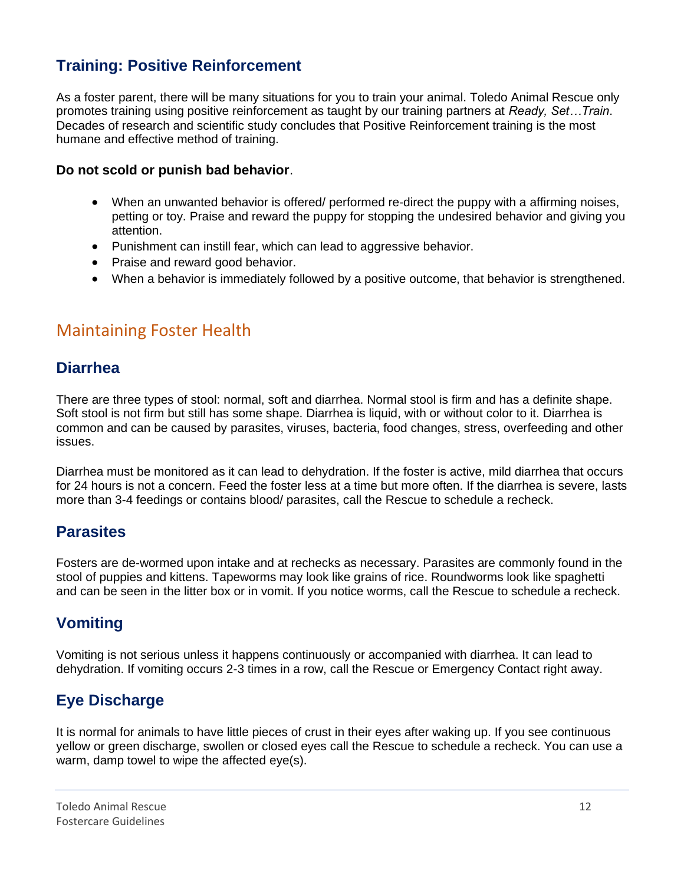## Training: Positive Reinforcement

As a foster parent, there will be many situations for you to train your animal. Toledo Animal Rescue only promotes training using positive reinforcement as taught by our training partners at *Ready, Set…Train*. Decades of research and scientific study concludes that Positive Reinforcement training is the most humane and effective method of training.

**Do not scold or punish bad behavior**.

- When an unwanted behavior is offered/ performed re-direct the puppy with a affirming noises, petting or toy. Praise and reward the puppy for stopping the undesired behavior and giving you attention.
- Punishment can instill fear, which can lead to aggressive behavior.
- Praise and reward good behavior.
- When a behavior is immediately followed by a positive outcome, that behavior is strengthened.

# Maintaining Foster Health

## Diarrhea

There are three types of stool: normal, soft and diarrhea. Normal stool is firm and has a definite shape. Soft stool is not firm but still has some shape. Diarrhea is liquid, with or without color to it. Diarrhea is common and can be caused by parasites, viruses, bacteria, food changes, stress, overfeeding and other issues.

Diarrhea must be monitored as it can lead to dehydration. If the foster is active, mild diarrhea that occurs for 24 hours is not a concern. Feed the foster less at a time but more often. If the diarrhea is severe, lasts more than 3-4 feedings or contains blood/ parasites, call the Rescue to schedule a recheck.

## Parasites

Fosters are de-wormed upon intake and at rechecks as necessary. Parasites are commonly found in the stool of puppies and kittens. Tapeworms may look like grains of rice. Roundworms look like spaghetti and can be seen in the litter box or in vomit. If you notice worms, call the Rescue to schedule a recheck.

## Vomiting

Vomiting is not serious unless it happens continuously or accompanied with diarrhea. It can lead to dehydration. If vomiting occurs 2-3 times in a row, call the Rescue or Emergency Contact right away.

## Eye Discharge

It is normal for animals to have little pieces of crust in their eyes after waking up. If you see continuous yellow or green discharge, swollen or closed eyes call the Rescue to schedule a recheck. You can use a warm, damp towel to wipe the affected eye(s).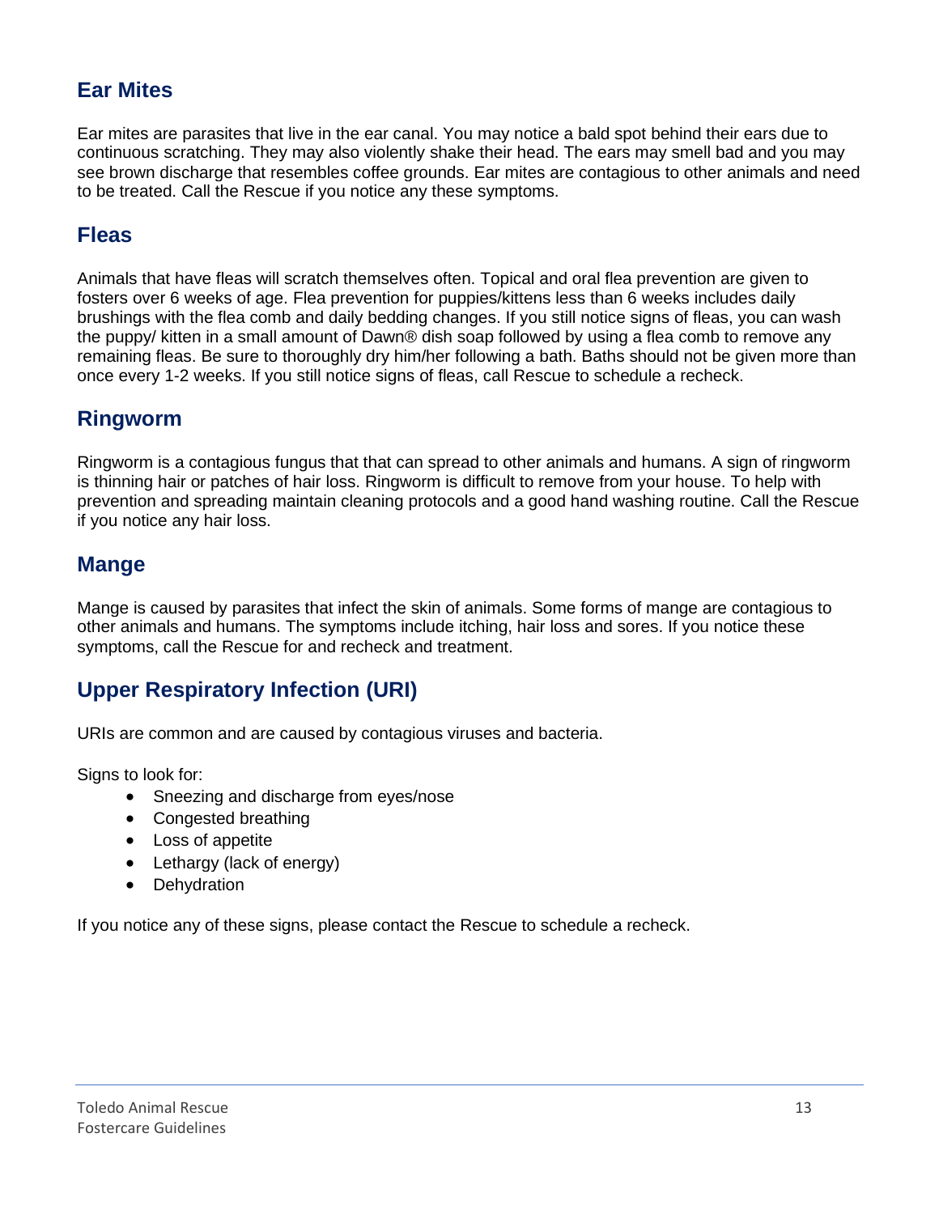## Ear Mites

Ear mites are parasites that live in the ear canal. You may notice a bald spot behind their ears due to continuous scratching. They may also violently shake their head. The ears may smell bad and you may see brown discharge that resembles coffee grounds. Ear mites are contagious to other animals and need to be treated. Call the Rescue if you notice any these symptoms.

## Fleas

Animals that have fleas will scratch themselves often. Topical and oral flea prevention are given to fosters over 6 weeks of age. Flea prevention for puppies/kittens less than 6 weeks includes daily brushings with the flea comb and daily bedding changes. If you still notice signs of fleas, you can wash the puppy/ kitten in a small amount of Dawn® dish soap followed by using a flea comb to remove any remaining fleas. Be sure to thoroughly dry him/her following a bath. Baths should not be given more than once every 1-2 weeks. If you still notice signs of fleas, call Rescue to schedule a recheck.

## Ringworm

Ringworm is a contagious fungus that that can spread to other animals and humans. A sign of ringworm is thinning hair or patches of hair loss. Ringworm is difficult to remove from your house. To help with prevention and spreading maintain cleaning protocols and a good hand washing routine. Call the Rescue if you notice any hair loss.

## Mange

Mange is caused by parasites that infect the skin of animals. Some forms of mange are contagious to other animals and humans. The symptoms include itching, hair loss and sores. If you notice these symptoms, call the Rescue for and recheck and treatment.

## Upper Respiratory Infection (URI)

URIs are common and are caused by contagious viruses and bacteria.

Signs to look for:

- Sneezing and discharge from eyes/nose
- Congested breathing
- Loss of appetite
- Lethargy (lack of energy)
- Dehydration

If you notice any of these signs, please contact the Rescue to schedule a recheck.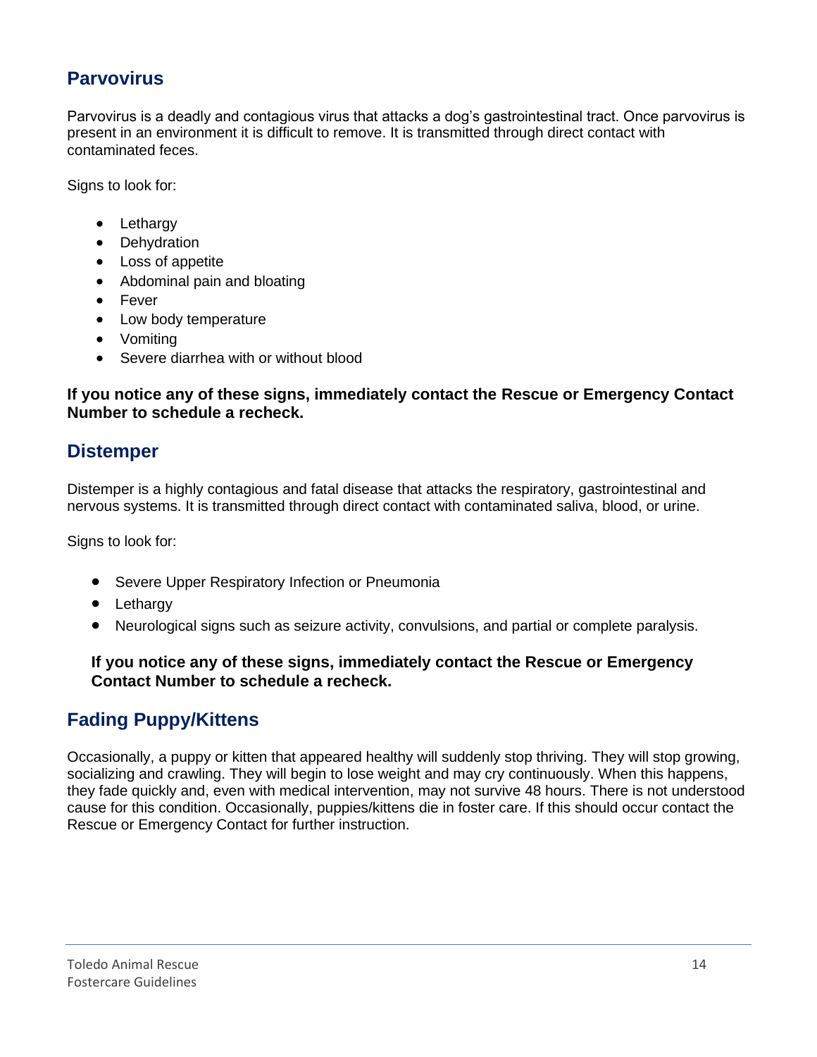## Parvovirus

Parvovirus is a deadly and contagious virus that attacks a dog's gastrointestinal tract. Once parvovirus is present in an environment it is difficult to remove. It is transmitted through direct contact with contaminated feces.

Signs to look for:

- Lethargy
- Dehydration
- Loss of appetite
- Abdominal pain and bloating
- Fever
- Low body temperature
- Vomiting
- Severe diarrhea with or without blood

**If you notice any of these signs, immediately contact the Rescue or Emergency Contact Number to schedule a recheck.**

## Distemper

Distemper is a highly contagious and fatal disease that attacks the respiratory, gastrointestinal and nervous systems. It is transmitted through direct contact with contaminated saliva, blood, or urine.

Signs to look for:

- Severe Upper Respiratory Infection or Pneumonia
- Lethargy
- Neurological signs such as seizure activity, convulsions, and partial or complete paralysis.

**If you notice any of these signs, immediately contact the Rescue or Emergency Contact Number to schedule a recheck.**

## Fading Puppy/Kittens

Occasionally, a puppy or kitten that appeared healthy will suddenly stop thriving. They will stop growing, socializing and crawling. They will begin to lose weight and may cry continuously. When this happens, they fade quickly and, even with medical intervention, may not survive 48 hours. There is not understood cause for this condition. Occasionally, puppies/kittens die in foster care. If this should occur contact the Rescue or Emergency Contact for further instruction.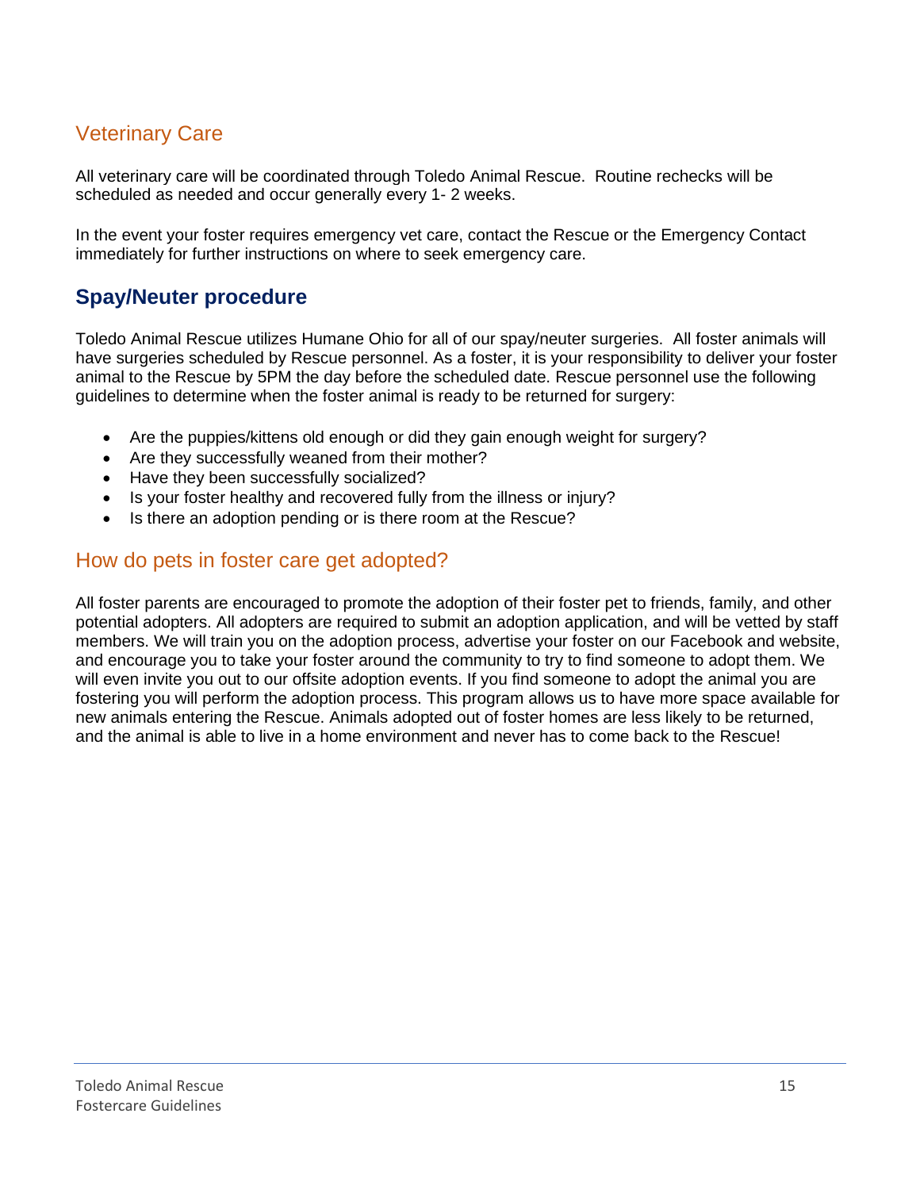## Veterinary Care

All veterinary care will be coordinated through Toledo Animal Rescue. Routine rechecks will be scheduled as needed and occur generally every 1- 2 weeks.

In the event your foster requires emergency vet care, contact the Rescue or the Emergency Contact immediately for further instructions on where to seek emergency care.

## Spay/Neuter procedure

Toledo Animal Rescue utilizes Humane Ohio for all of our spay/neuter surgeries. All foster animals will have surgeries scheduled by Rescue personnel. As a foster, it is your responsibility to deliver your foster animal to the Rescue by 5PM the day before the scheduled date. Rescue personnel use the following guidelines to determine when the foster animal is ready to be returned for surgery:

- Are the puppies/kittens old enough or did they gain enough weight for surgery?
- Are they successfully weaned from their mother?
- Have they been successfully socialized?
- Is your foster healthy and recovered fully from the illness or injury?
- Is there an adoption pending or is there room at the Rescue?

## How do pets in foster care get adopted?

All foster parents are encouraged to promote the adoption of their foster pet to friends, family, and other potential adopters. All adopters are required to submit an adoption application, and will be vetted by staff members. We will train you on the adoption process, advertise your foster on our Facebook and website, and encourage you to take your foster around the community to try to find someone to adopt them. We will even invite you out to our offsite adoption events. If you find someone to adopt the animal you are fostering you will perform the adoption process. This program allows us to have more space available for new animals entering the Rescue. Animals adopted out of foster homes are less likely to be returned, and the animal is able to live in a home environment and never has to come back to the Rescue!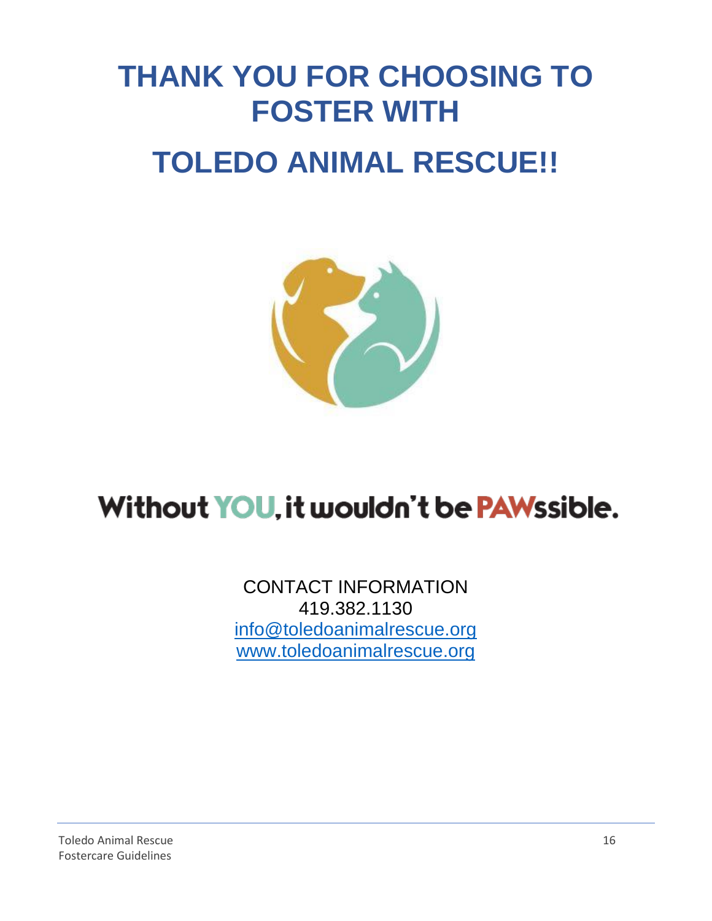# THANK YOU FOR CHOOSING TO FOSTER WITH

# TOLEDO ANIMAL RESCUE!!

**Without YOU, it wouldn't be PAWssible.**

CONTACT INFORMATION
419.382.1130
info@toledoanimalrescue.org
www.toledoanimalrescue.org